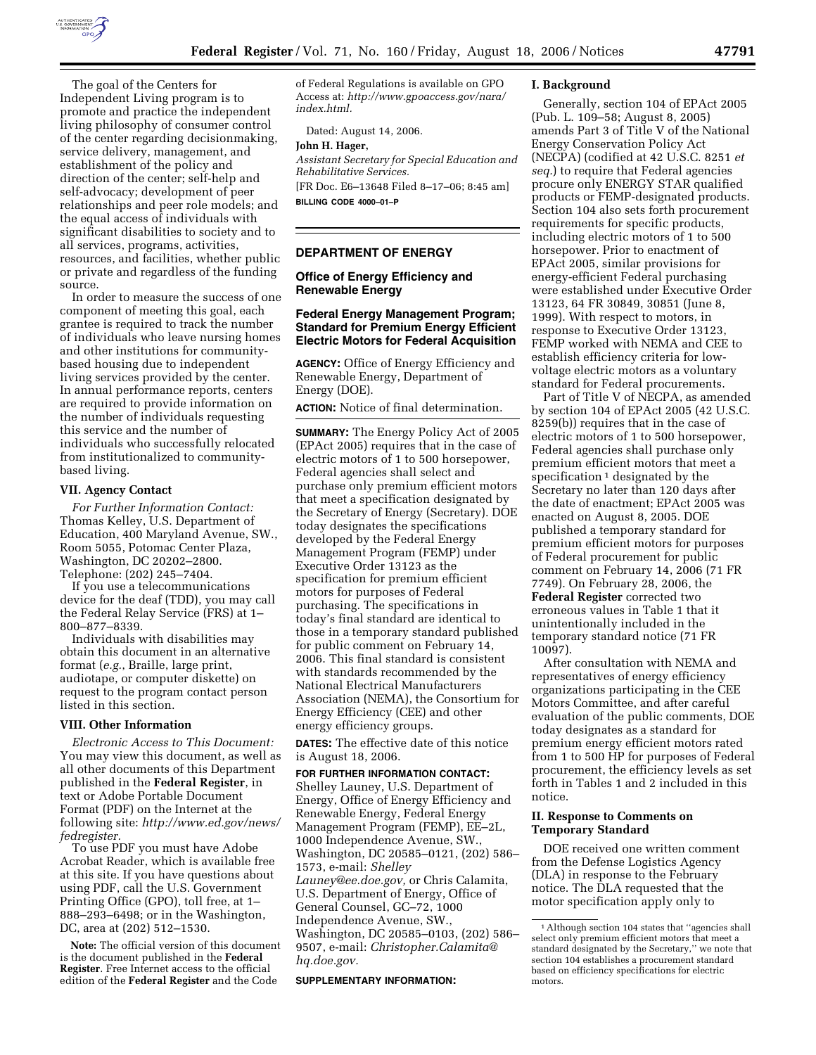The goal of the Centers for Independent Living program is to promote and practice the independent living philosophy of consumer control of the center regarding decisionmaking, service delivery, management, and establishment of the policy and direction of the center; self-help and self-advocacy; development of peer relationships and peer role models; and the equal access of individuals with significant disabilities to society and to all services, programs, activities, resources, and facilities, whether public or private and regardless of the funding source.

In order to measure the success of one component of meeting this goal, each grantee is required to track the number of individuals who leave nursing homes and other institutions for community-based housing due to independent living services provided by the center. In annual performance reports, centers are required to provide information on the number of individuals requesting this service and the number of individuals who successfully relocated from institutionalized to community-based living.

### VII. Agency Contact

*For Further Information Contact:* Thomas Kelley, U.S. Department of Education, 400 Maryland Avenue, SW., Room 5055, Potomac Center Plaza, Washington, DC 20202–2800. Telephone: (202) 245–7404.

If you use a telecommunications device for the deaf (TDD), you may call the Federal Relay Service (FRS) at 1–800–877–8339.

Individuals with disabilities may obtain this document in an alternative format (*e.g.*, Braille, large print, audiotape, or computer diskette) on request to the program contact person listed in this section.

### VIII. Other Information

*Electronic Access to This Document:* You may view this document, as well as all other documents of this Department published in the **Federal Register**, in text or Adobe Portable Document Format (PDF) on the Internet at the following site: *http://www.ed.gov/news/fedregister.*

To use PDF you must have Adobe Acrobat Reader, which is available free at this site. If you have questions about using PDF, call the U.S. Government Printing Office (GPO), toll free, at 1–888–293–6498; or in the Washington, DC, area at (202) 512–1530.

**Note:** The official version of this document is the document published in the **Federal Register**. Free Internet access to the official edition of the **Federal Register** and the Code of Federal Regulations is available on GPO Access at: *http://www.gpoaccess.gov/nara/index.html.*

Dated: August 14, 2006.

**John H. Hager,**

*Assistant Secretary for Special Education and Rehabilitative Services.*

[FR Doc. E6–13648 Filed 8–17–06; 8:45 am]

**BILLING CODE 4000–01–P**

---

## DEPARTMENT OF ENERGY

### Office of Energy Efficiency and Renewable Energy

### Federal Energy Management Program; Standard for Premium Energy Efficient Electric Motors for Federal Acquisition

**AGENCY:** Office of Energy Efficiency and Renewable Energy, Department of Energy (DOE).

**ACTION:** Notice of final determination.

**SUMMARY:** The Energy Policy Act of 2005 (EPAct 2005) requires that in the case of electric motors of 1 to 500 horsepower, Federal agencies shall select and purchase only premium efficient motors that meet a specification designated by the Secretary of Energy (Secretary). DOE today designates the specifications developed by the Federal Energy Management Program (FEMP) under Executive Order 13123 as the specification for premium efficient motors for purposes of Federal purchasing. The specifications in today's final standard are identical to those in a temporary standard published for public comment on February 14, 2006. This final standard is consistent with standards recommended by the National Electrical Manufacturers Association (NEMA), the Consortium for Energy Efficiency (CEE) and other energy efficiency groups.

**DATES:** The effective date of this notice is August 18, 2006.

**FOR FURTHER INFORMATION CONTACT:** Shelley Launey, U.S. Department of Energy, Office of Energy Efficiency and Renewable Energy, Federal Energy Management Program (FEMP), EE–2L, 1000 Independence Avenue, SW., Washington, DC 20585–0121, (202) 586–1573, e-mail: *Shelley Launey@ee.doe.gov,* or Chris Calamita, U.S. Department of Energy, Office of General Counsel, GC–72, 1000 Independence Avenue, SW., Washington, DC 20585–0103, (202) 586–9507, e-mail: *Christopher.Calamita@hq.doe.gov.*

**SUPPLEMENTARY INFORMATION:**

### I. Background

Generally, section 104 of EPAct 2005 (Pub. L. 109–58; August 8, 2005) amends Part 3 of Title V of the National Energy Conservation Policy Act (NECPA) (codified at 42 U.S.C. 8251 *et seq.*) to require that Federal agencies procure only ENERGY STAR qualified products or FEMP-designated products. Section 104 also sets forth procurement requirements for specific products, including electric motors of 1 to 500 horsepower. Prior to enactment of EPAct 2005, similar provisions for energy-efficient Federal purchasing were established under Executive Order 13123, 64 FR 30849, 30851 (June 8, 1999). With respect to motors, in response to Executive Order 13123, FEMP worked with NEMA and CEE to establish efficiency criteria for low-voltage electric motors as a voluntary standard for Federal procurements.

Part of Title V of NECPA, as amended by section 104 of EPAct 2005 (42 U.S.C. 8259(b)) requires that in the case of electric motors of 1 to 500 horsepower, Federal agencies shall purchase only premium efficient motors that meet a specification [1] designated by the Secretary no later than 120 days after the date of enactment; EPAct 2005 was enacted on August 8, 2005. DOE published a temporary standard for premium efficient motors for purposes of Federal procurement for public comment on February 14, 2006 (71 FR 7749). On February 28, 2006, the **Federal Register** corrected two erroneous values in Table 1 that it unintentionally included in the temporary standard notice (71 FR 10097).

After consultation with NEMA and representatives of energy efficiency organizations participating in the CEE Motors Committee, and after careful evaluation of the public comments, DOE today designates as a standard for premium energy efficient motors rated from 1 to 500 HP for purposes of Federal procurement, the efficiency levels as set forth in Tables 1 and 2 included in this notice.

### II. Response to Comments on Temporary Standard

DOE received one written comment from the Defense Logistics Agency (DLA) in response to the February notice. The DLA requested that the motor specification apply only to

---

[1] Although section 104 states that ''agencies shall select only premium efficient motors that meet a standard designated by the Secretary,'' we note that section 104 establishes a procurement standard based on efficiency specifications for electric motors.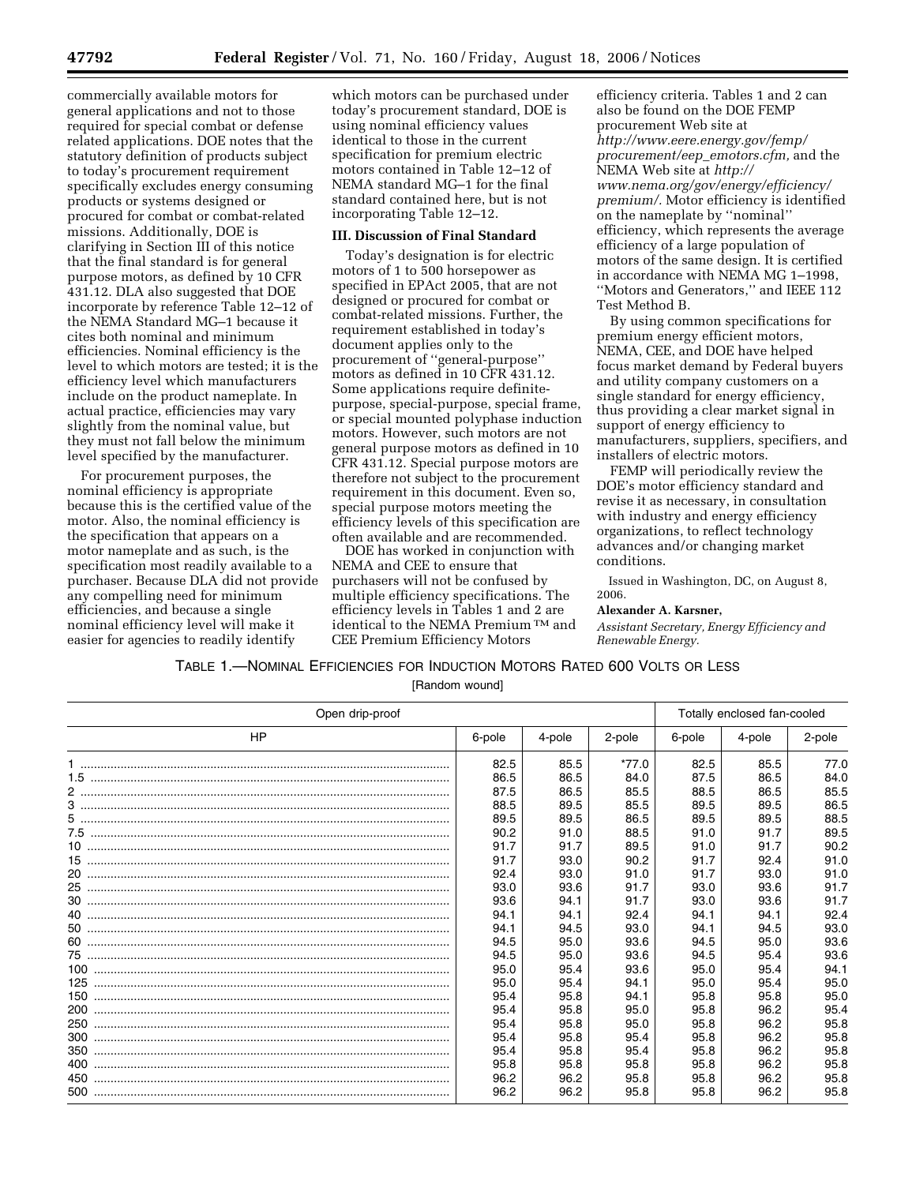commercially available motors for general applications and not to those required for special combat or defense related applications. DOE notes that the statutory definition of products subject to today's procurement requirement specifically excludes energy consuming products or systems designed or procured for combat or combat-related missions. Additionally, DOE is clarifying in Section III of this notice that the final standard is for general purpose motors, as defined by 10 CFR 431.12. DLA also suggested that DOE incorporate by reference Table 12–12 of the NEMA Standard MG–1 because it cites both nominal and minimum efficiencies. Nominal efficiency is the level to which motors are tested; it is the efficiency level which manufacturers include on the product nameplate. In actual practice, efficiencies may vary slightly from the nominal value, but they must not fall below the minimum level specified by the manufacturer.

For procurement purposes, the nominal efficiency is appropriate because this is the certified value of the motor. Also, the nominal efficiency is the specification that appears on a motor nameplate and as such, is the specification most readily available to a purchaser. Because DLA did not provide any compelling need for minimum efficiencies, and because a single nominal efficiency level will make it easier for agencies to readily identify which motors can be purchased under today's procurement standard, DOE is using nominal efficiency values identical to those in the current specification for premium electric motors contained in Table 12–12 of NEMA standard MG–1 for the final standard contained here, but is not incorporating Table 12–12.

### III. Discussion of Final Standard

Today's designation is for electric motors of 1 to 500 horsepower as specified in EPAct 2005, that are not designed or procured for combat or combat-related missions. Further, the requirement established in today's document applies only to the procurement of ''general-purpose'' motors as defined in 10 CFR 431.12. Some applications require definite-purpose, special-purpose, special frame, or special mounted polyphase induction motors. However, such motors are not general purpose motors as defined in 10 CFR 431.12. Special purpose motors are therefore not subject to the procurement requirement in this document. Even so, special purpose motors meeting the efficiency levels of this specification are often available and are recommended.

DOE has worked in conjunction with NEMA and CEE to ensure that purchasers will not be confused by multiple efficiency specifications. The efficiency levels in Tables 1 and 2 are identical to the NEMA Premium™ and CEE Premium Efficiency Motors efficiency criteria. Tables 1 and 2 can also be found on the DOE FEMP procurement Web site at *http://www.eere.energy.gov/femp/procurement/eep_emotors.cfm,* and the NEMA Web site at *http://www.nema.org/gov/energy/efficiency/premium/.* Motor efficiency is identified on the nameplate by ''nominal'' efficiency, which represents the average efficiency of a large population of motors of the same design. It is certified in accordance with NEMA MG 1–1998, ''Motors and Generators,'' and IEEE 112 Test Method B.

By using common specifications for premium energy efficient motors, NEMA, CEE, and DOE have helped focus market demand by Federal buyers and utility company customers on a single standard for energy efficiency, thus providing a clear market signal in support of energy efficiency to manufacturers, suppliers, specifiers, and installers of electric motors.

FEMP will periodically review the DOE's motor efficiency standard and revise it as necessary, in consultation with industry and energy efficiency organizations, to reflect technology advances and/or changing market conditions.

Issued in Washington, DC, on August 8, 2006.

**Alexander A. Karsner,**

*Assistant Secretary, Energy Efficiency and Renewable Energy.*

TABLE 1.—NOMINAL EFFICIENCIES FOR INDUCTION MOTORS RATED 600 VOLTS OR LESS

[Random wound]

| Open drip-proof | | | | Totally enclosed fan-cooled | | |
|---|---|---|---|---|---|---|
| HP | 6-pole | 4-pole | 2-pole | 6-pole | 4-pole | 2-pole |
| 1 | 82.5 | 85.5 | *77.0 | 82.5 | 85.5 | 77.0 |
| 1.5 | 86.5 | 86.5 | 84.0 | 87.5 | 86.5 | 84.0 |
| 2 | 87.5 | 86.5 | 85.5 | 88.5 | 86.5 | 85.5 |
| 3 | 88.5 | 89.5 | 85.5 | 89.5 | 89.5 | 86.5 |
| 5 | 89.5 | 89.5 | 86.5 | 89.5 | 89.5 | 88.5 |
| 7.5 | 90.2 | 91.0 | 88.5 | 91.0 | 91.7 | 89.5 |
| 10 | 91.7 | 91.7 | 89.5 | 91.0 | 91.7 | 90.2 |
| 15 | 91.7 | 93.0 | 90.2 | 91.7 | 92.4 | 91.0 |
| 20 | 92.4 | 93.0 | 91.0 | 91.7 | 93.0 | 91.0 |
| 25 | 93.0 | 93.6 | 91.7 | 93.0 | 93.6 | 91.7 |
| 30 | 93.6 | 94.1 | 91.7 | 93.0 | 93.6 | 91.7 |
| 40 | 94.1 | 94.1 | 92.4 | 94.1 | 94.1 | 92.4 |
| 50 | 94.1 | 94.5 | 93.0 | 94.1 | 94.5 | 93.0 |
| 60 | 94.5 | 95.0 | 93.6 | 94.5 | 95.0 | 93.6 |
| 75 | 94.5 | 95.0 | 93.6 | 94.5 | 95.4 | 93.6 |
| 100 | 95.0 | 95.4 | 93.6 | 95.0 | 95.4 | 94.1 |
| 125 | 95.0 | 95.4 | 94.1 | 95.0 | 95.4 | 95.0 |
| 150 | 95.4 | 95.8 | 94.1 | 95.8 | 95.8 | 95.0 |
| 200 | 95.4 | 95.8 | 95.0 | 95.8 | 96.2 | 95.4 |
| 250 | 95.4 | 95.8 | 95.0 | 95.8 | 96.2 | 95.8 |
| 300 | 95.4 | 95.8 | 95.4 | 95.8 | 96.2 | 95.8 |
| 350 | 95.4 | 95.8 | 95.4 | 95.8 | 96.2 | 95.8 |
| 400 | 95.8 | 95.8 | 95.8 | 95.8 | 96.2 | 95.8 |
| 450 | 96.2 | 96.2 | 95.8 | 95.8 | 96.2 | 95.8 |
| 500 | 96.2 | 96.2 | 95.8 | 95.8 | 96.2 | 95.8 |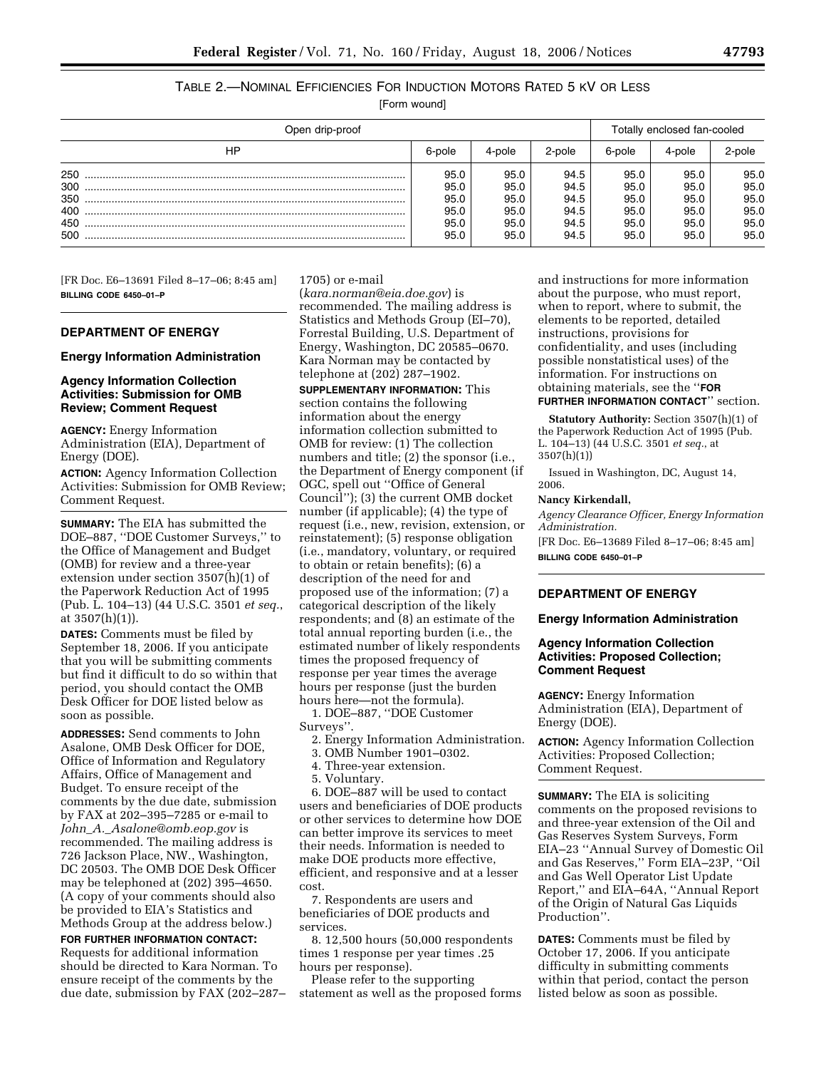TABLE 2.—NOMINAL EFFICIENCIES FOR INDUCTION MOTORS RATED 5 KV OR LESS

[Form wound]

| Open drip-proof | | | | Totally enclosed fan-cooled | | |
|---|---|---|---|---|---|---|
| HP | 6-pole | 4-pole | 2-pole | 6-pole | 4-pole | 2-pole |
| 250 | 95.0 | 95.0 | 94.5 | 95.0 | 95.0 | 95.0 |
| 300 | 95.0 | 95.0 | 94.5 | 95.0 | 95.0 | 95.0 |
| 350 | 95.0 | 95.0 | 94.5 | 95.0 | 95.0 | 95.0 |
| 400 | 95.0 | 95.0 | 94.5 | 95.0 | 95.0 | 95.0 |
| 450 | 95.0 | 95.0 | 94.5 | 95.0 | 95.0 | 95.0 |
| 500 | 95.0 | 95.0 | 94.5 | 95.0 | 95.0 | 95.0 |

[FR Doc. E6–13691 Filed 8–17–06; 8:45 am]

**BILLING CODE 6450–01–P**

## DEPARTMENT OF ENERGY

### Energy Information Administration

### Agency Information Collection Activities: Submission for OMB Review; Comment Request

**AGENCY:** Energy Information Administration (EIA), Department of Energy (DOE).

**ACTION:** Agency Information Collection Activities: Submission for OMB Review; Comment Request.

**SUMMARY:** The EIA has submitted the DOE–887, ''DOE Customer Surveys,'' to the Office of Management and Budget (OMB) for review and a three-year extension under section 3507(h)(1) of the Paperwork Reduction Act of 1995 (Pub. L. 104–13) (44 U.S.C. 3501 *et seq.*, at 3507(h)(1)).

**DATES:** Comments must be filed by September 18, 2006. If you anticipate that you will be submitting comments but find it difficult to do so within that period, you should contact the OMB Desk Officer for DOE listed below as soon as possible.

**ADDRESSES:** Send comments to John Asalone, OMB Desk Officer for DOE, Office of Information and Regulatory Affairs, Office of Management and Budget. To ensure receipt of the comments by the due date, submission by FAX at 202–395–7285 or e-mail to *John_A._Asalone@omb.eop.gov* is recommended. The mailing address is 726 Jackson Place, NW., Washington, DC 20503. The OMB DOE Desk Officer may be telephoned at (202) 395–4650. (A copy of your comments should also be provided to EIA's Statistics and Methods Group at the address below.)

**FOR FURTHER INFORMATION CONTACT:** Requests for additional information should be directed to Kara Norman. To ensure receipt of the comments by the due date, submission by FAX (202–287–1705) or e-mail (*kara.norman@eia.doe.gov*) is recommended. The mailing address is Statistics and Methods Group (EI–70), Forrestal Building, U.S. Department of Energy, Washington, DC 20585–0670. Kara Norman may be contacted by telephone at (202) 287–1902.

**SUPPLEMENTARY INFORMATION:** This section contains the following information about the energy information collection submitted to OMB for review: (1) The collection numbers and title; (2) the sponsor (i.e., the Department of Energy component (if OGC, spell out ''Office of General Council''); (3) the current OMB docket number (if applicable); (4) the type of request (i.e., new, revision, extension, or reinstatement); (5) response obligation (i.e., mandatory, voluntary, or required to obtain or retain benefits); (6) a description of the need for and proposed use of the information; (7) a categorical description of the likely respondents; and (8) an estimate of the total annual reporting burden (i.e., the estimated number of likely respondents times the proposed frequency of response per year times the average hours per response (just the burden hours here—not the formula).

1. DOE–887, ''DOE Customer Surveys''.
2. Energy Information Administration.
3. OMB Number 1901–0302.
4. Three-year extension.
5. Voluntary.
6. DOE–887 will be used to contact users and beneficiaries of DOE products or other services to determine how DOE can better improve its services to meet their needs. Information is needed to make DOE products more effective, efficient, and responsive and at a lesser cost.
7. Respondents are users and beneficiaries of DOE products and services.
8. 12,500 hours (50,000 respondents times 1 response per year times .25 hours per response).

Please refer to the supporting statement as well as the proposed forms and instructions for more information about the purpose, who must report, when to report, where to submit, the elements to be reported, detailed instructions, provisions for confidentiality, and uses (including possible nonstatistical uses) of the information. For instructions on obtaining materials, see the ''**FOR FURTHER INFORMATION CONTACT**'' section.

**Statutory Authority:** Section 3507(h)(1) of the Paperwork Reduction Act of 1995 (Pub. L. 104–13) (44 U.S.C. 3501 *et seq.*, at 3507(h)(1))

Issued in Washington, DC, August 14, 2006.

**Nancy Kirkendall,**

*Agency Clearance Officer, Energy Information Administration.*

[FR Doc. E6–13689 Filed 8–17–06; 8:45 am]

**BILLING CODE 6450–01–P**

## DEPARTMENT OF ENERGY

### Energy Information Administration

### Agency Information Collection Activities: Proposed Collection; Comment Request

**AGENCY:** Energy Information Administration (EIA), Department of Energy (DOE).

**ACTION:** Agency Information Collection Activities: Proposed Collection; Comment Request.

**SUMMARY:** The EIA is soliciting comments on the proposed revisions to and three-year extension of the Oil and Gas Reserves System Surveys, Form EIA–23 ''Annual Survey of Domestic Oil and Gas Reserves,'' Form EIA–23P, ''Oil and Gas Well Operator List Update Report,'' and EIA–64A, ''Annual Report of the Origin of Natural Gas Liquids Production''.

**DATES:** Comments must be filed by October 17, 2006. If you anticipate difficulty in submitting comments within that period, contact the person listed below as soon as possible.